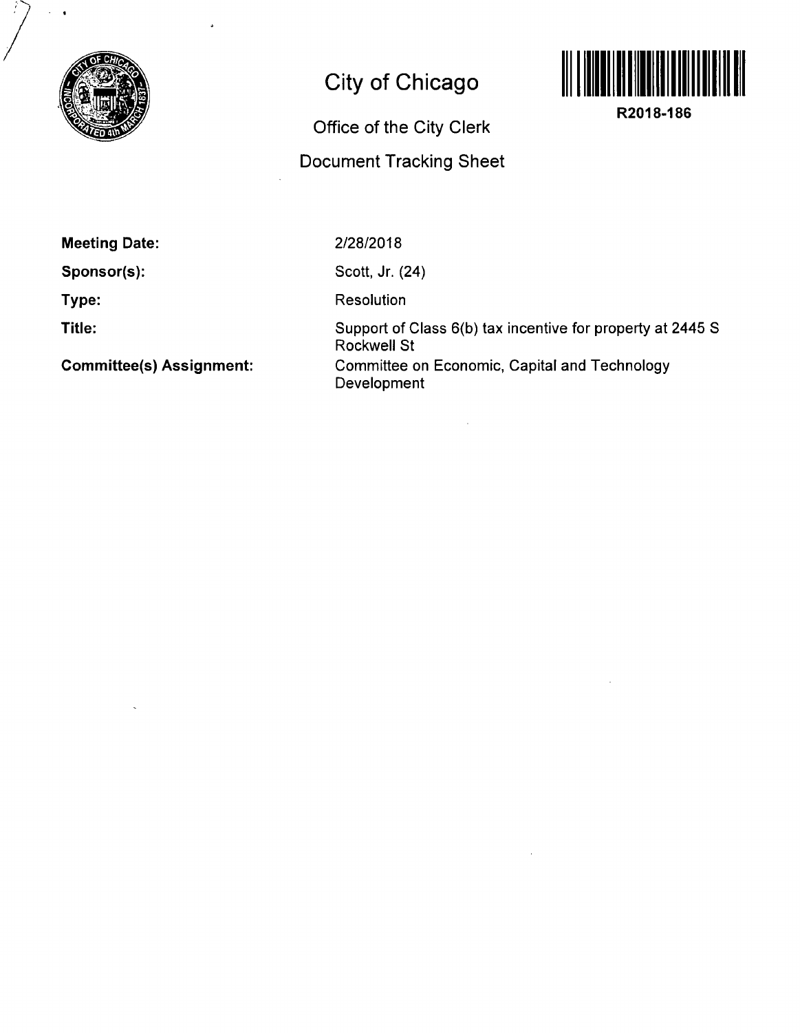# City of Chicago

## Office of the City Clerk

## Document Tracking Sheet

**R2018-186**

| | |
|---|---|
| **Meeting Date:** | 2/28/2018 |
| **Sponsor(s):** | Scott, Jr. (24) |
| **Type:** | Resolution |
| **Title:** | Support of Class 6(b) tax incentive for property at 2445 S Rockwell St |
| **Committee(s) Assignment:** | Committee on Economic, Capital and Technology Development |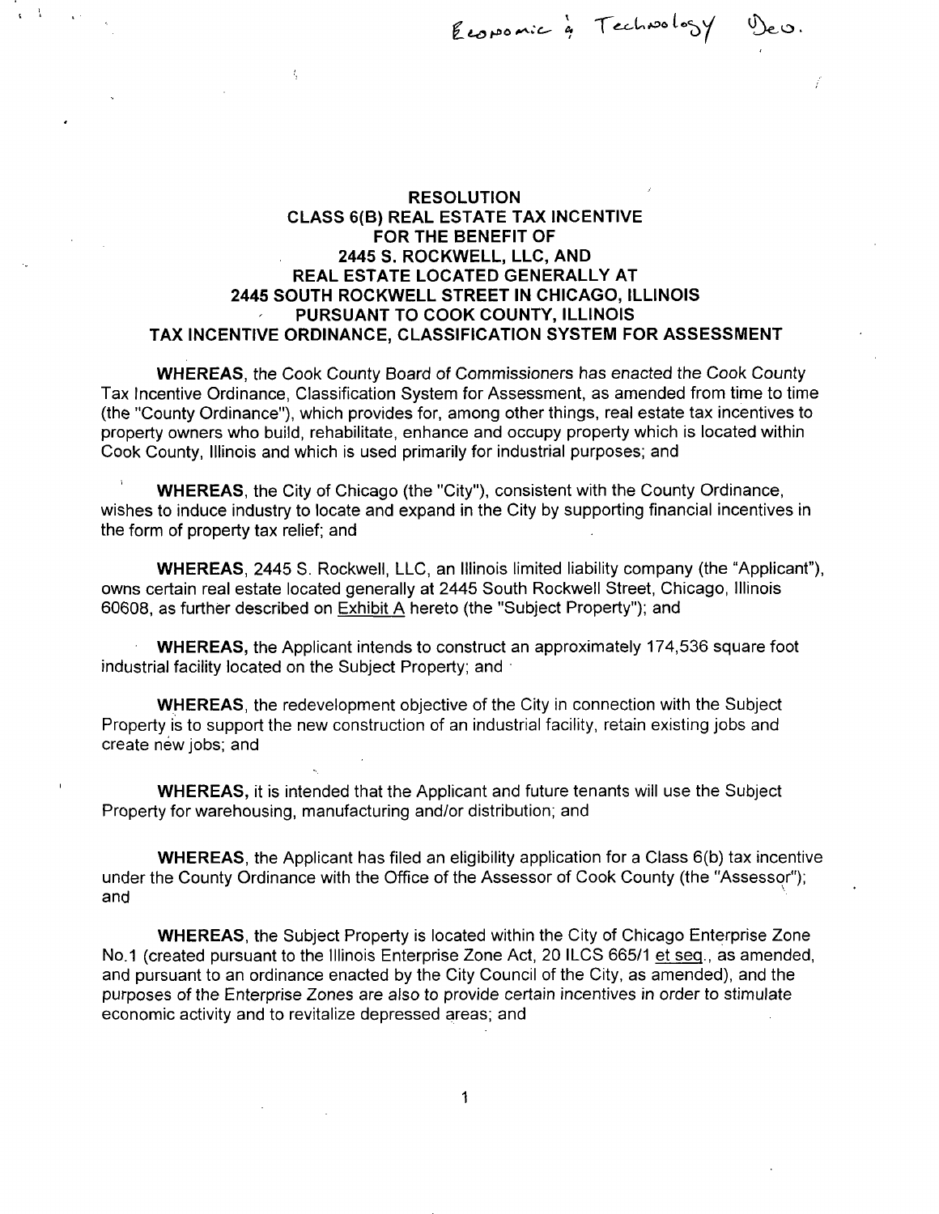Economic & Technology Dev.

# RESOLUTION
## CLASS 6(B) REAL ESTATE TAX INCENTIVE FOR THE BENEFIT OF 2445 S. ROCKWELL, LLC, AND REAL ESTATE LOCATED GENERALLY AT 2445 SOUTH ROCKWELL STREET IN CHICAGO, ILLINOIS PURSUANT TO COOK COUNTY, ILLINOIS TAX INCENTIVE ORDINANCE, CLASSIFICATION SYSTEM FOR ASSESSMENT

**WHEREAS**, the Cook County Board of Commissioners has enacted the Cook County Tax Incentive Ordinance, Classification System for Assessment, as amended from time to time (the "County Ordinance"), which provides for, among other things, real estate tax incentives to property owners who build, rehabilitate, enhance and occupy property which is located within Cook County, Illinois and which is used primarily for industrial purposes; and

**WHEREAS**, the City of Chicago (the "City"), consistent with the County Ordinance, wishes to induce industry to locate and expand in the City by supporting financial incentives in the form of property tax relief; and

**WHEREAS**, 2445 S. Rockwell, LLC, an Illinois limited liability company (the "Applicant"), owns certain real estate located generally at 2445 South Rockwell Street, Chicago, Illinois 60608, as further described on Exhibit A hereto (the "Subject Property"); and

**WHEREAS,** the Applicant intends to construct an approximately 174,536 square foot industrial facility located on the Subject Property; and

**WHEREAS**, the redevelopment objective of the City in connection with the Subject Property is to support the new construction of an industrial facility, retain existing jobs and create new jobs; and

**WHEREAS,** it is intended that the Applicant and future tenants will use the Subject Property for warehousing, manufacturing and/or distribution; and

**WHEREAS**, the Applicant has filed an eligibility application for a Class 6(b) tax incentive under the County Ordinance with the Office of the Assessor of Cook County (the "Assessor"); and

**WHEREAS**, the Subject Property is located within the City of Chicago Enterprise Zone No.1 (created pursuant to the Illinois Enterprise Zone Act, 20 ILCS 665/1 et seq., as amended, and pursuant to an ordinance enacted by the City Council of the City, as amended), and the purposes of the Enterprise Zones are also to provide certain incentives in order to stimulate economic activity and to revitalize depressed areas; and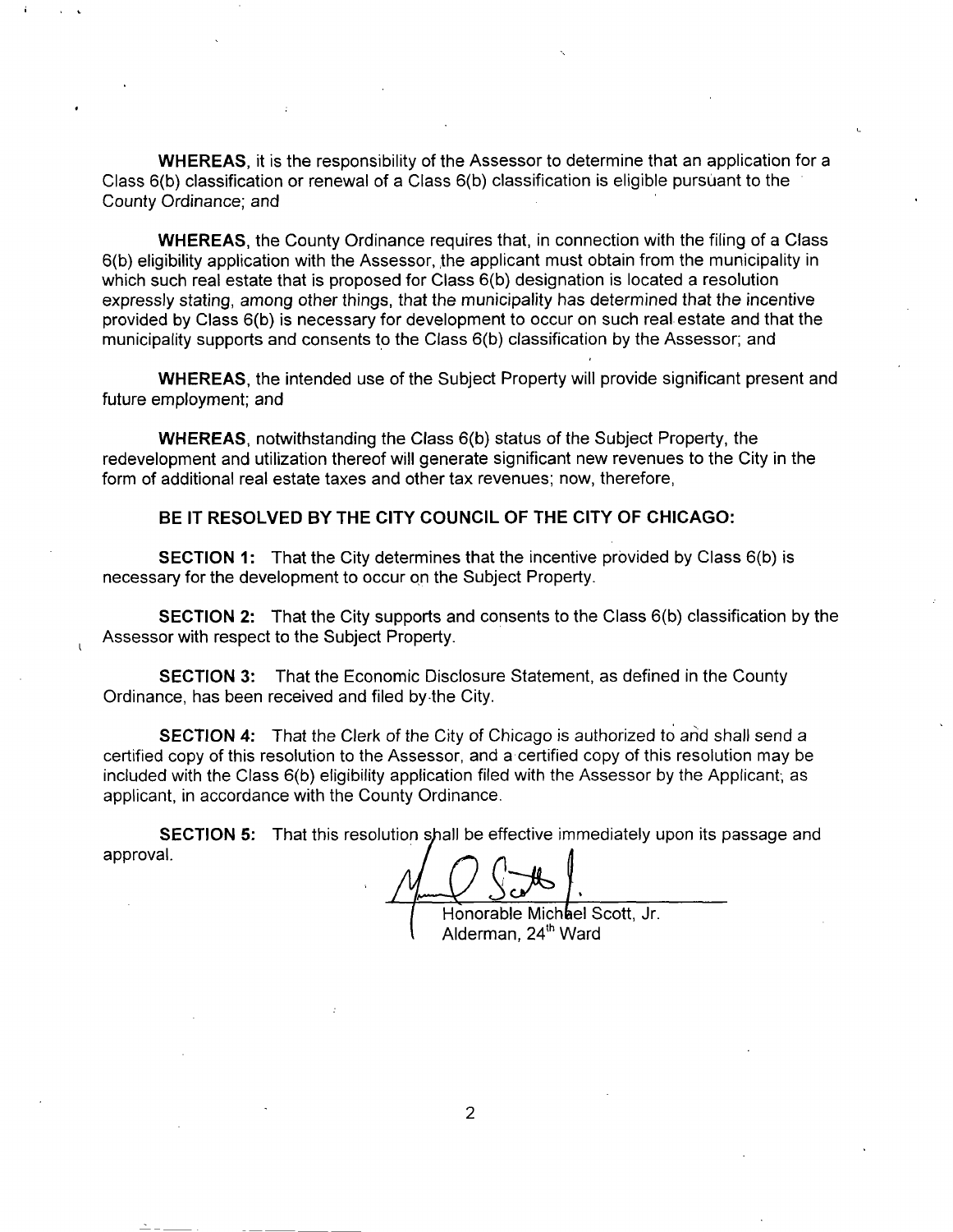**WHEREAS**, it is the responsibility of the Assessor to determine that an application for a Class 6(b) classification or renewal of a Class 6(b) classification is eligible pursuant to the County Ordinance; and

**WHEREAS**, the County Ordinance requires that, in connection with the filing of a Class 6(b) eligibility application with the Assessor, the applicant must obtain from the municipality in which such real estate that is proposed for Class 6(b) designation is located a resolution expressly stating, among other things, that the municipality has determined that the incentive provided by Class 6(b) is necessary for development to occur on such real estate and that the municipality supports and consents to the Class 6(b) classification by the Assessor; and

**WHEREAS**, the intended use of the Subject Property will provide significant present and future employment; and

**WHEREAS**, notwithstanding the Class 6(b) status of the Subject Property, the redevelopment and utilization thereof will generate significant new revenues to the City in the form of additional real estate taxes and other tax revenues; now, therefore,

**BE IT RESOLVED BY THE CITY COUNCIL OF THE CITY OF CHICAGO:**

**SECTION 1:** That the City determines that the incentive provided by Class 6(b) is necessary for the development to occur on the Subject Property.

**SECTION 2:** That the City supports and consents to the Class 6(b) classification by the Assessor with respect to the Subject Property.

**SECTION 3:** That the Economic Disclosure Statement, as defined in the County Ordinance, has been received and filed by the City.

**SECTION 4:** That the Clerk of the City of Chicago is authorized to and shall send a certified copy of this resolution to the Assessor, and a certified copy of this resolution may be included with the Class 6(b) eligibility application filed with the Assessor by the Applicant, as applicant, in accordance with the County Ordinance.

**SECTION 5:** That this resolution shall be effective immediately upon its passage and approval.

Honorable Michael Scott, Jr.
Alderman, 24th Ward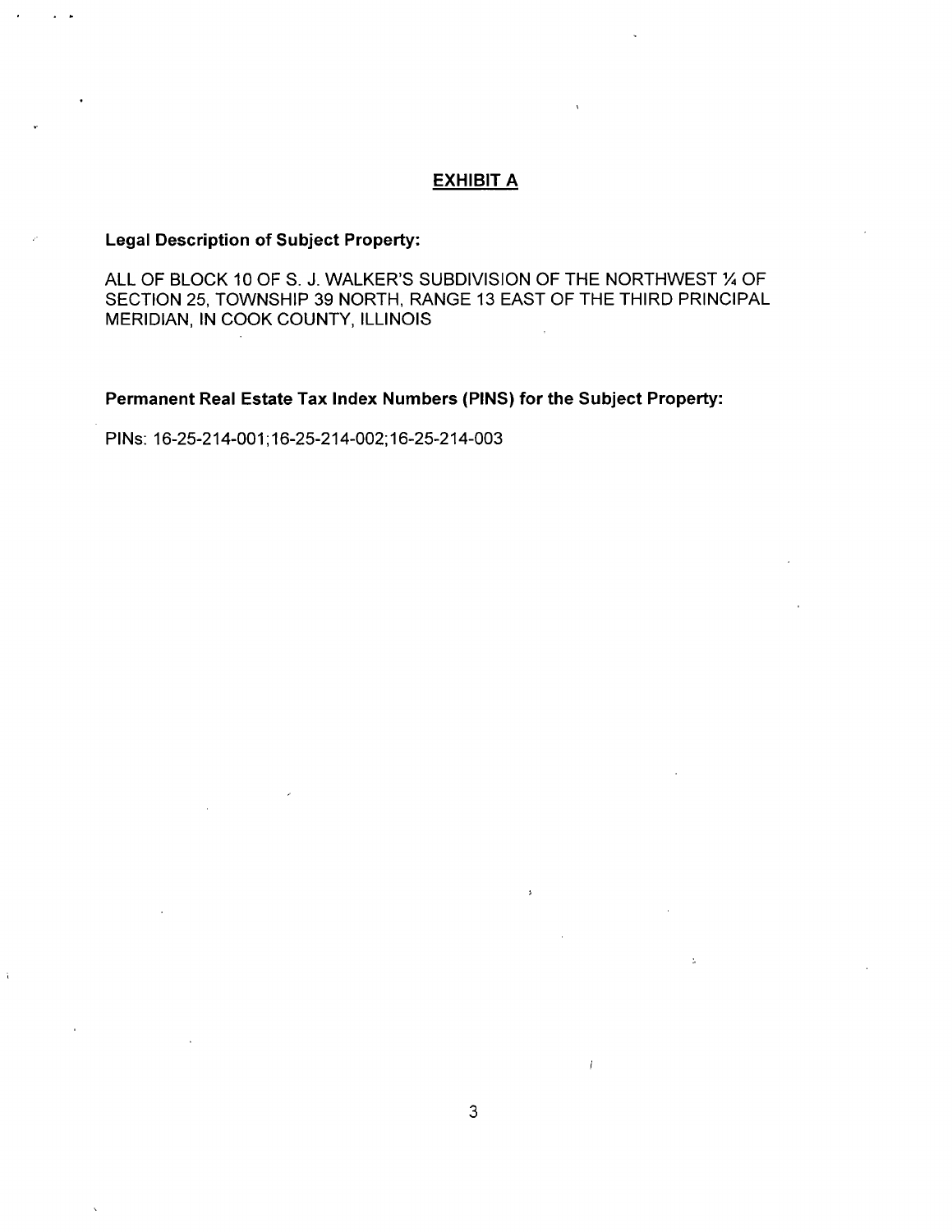## EXHIBIT A

**Legal Description of Subject Property:**

ALL OF BLOCK 10 OF S. J. WALKER'S SUBDIVISION OF THE NORTHWEST ¼ OF SECTION 25, TOWNSHIP 39 NORTH, RANGE 13 EAST OF THE THIRD PRINCIPAL MERIDIAN, IN COOK COUNTY, ILLINOIS

**Permanent Real Estate Tax Index Numbers (PINS) for the Subject Property:**

PINs: 16-25-214-001;16-25-214-002;16-25-214-003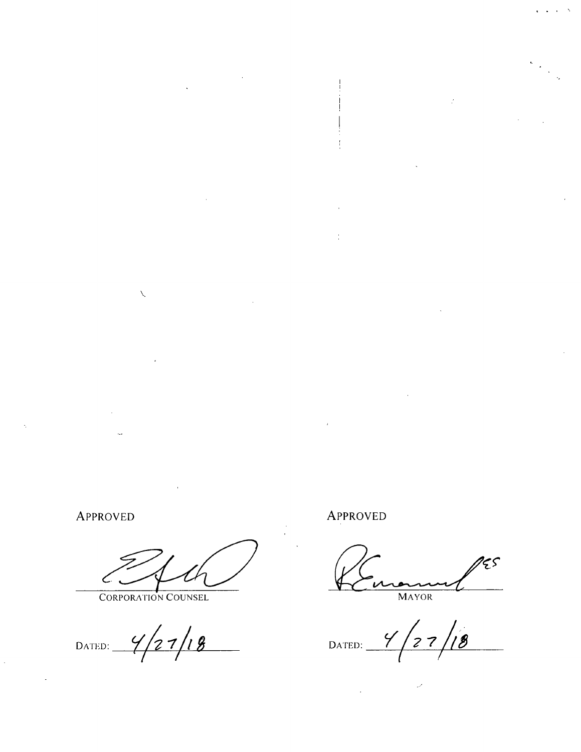APPROVED

CORPORATION COUNSEL

DATED: 4/27/18

APPROVED

MAYOR

DATED: 4/27/18